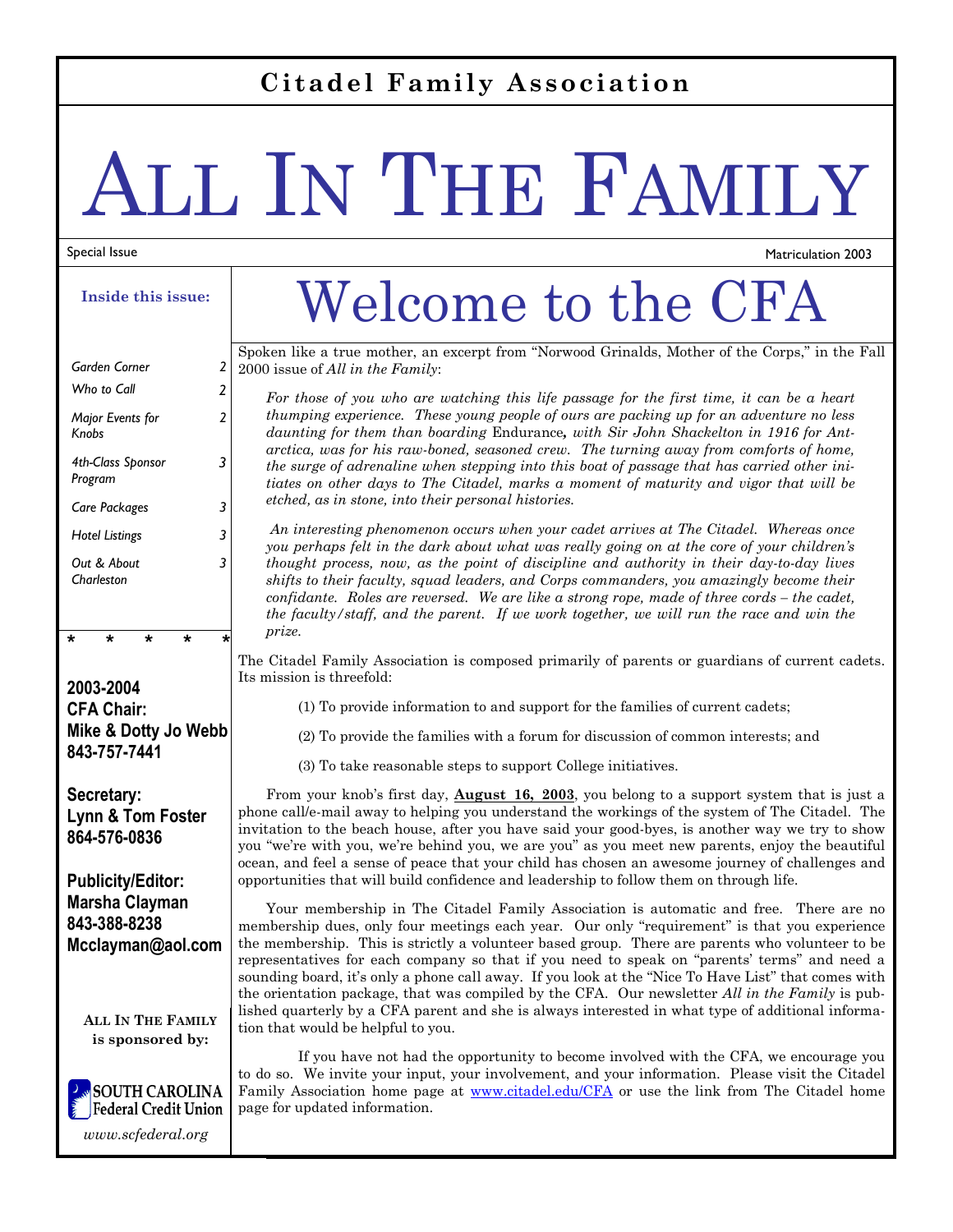**Citadel Family Association**

# ALL IN THE FAMILY

Special Issue

Matriculation 2003

**Inside this issue:**

| | |
|---|---|
| *Garden Corner* | *2* |
| *Who to Call* | *2* |
| *Major Events for Knobs* | *2* |
| *4th-Class Sponsor Program* | *3* |
| *Care Packages* | *3* |
| *Hotel Listings* | *3* |
| *Out & About Charleston* | *3* |

\* \* \* \* \*

**2003-2004**
**CFA Chair:**
**Mike & Dotty Jo Webb**
**843-757-7441**

**Secretary:**
**Lynn & Tom Foster**
**864-576-0836**

**Publicity/Editor:**
**Marsha Clayman**
**843-388-8238**
**Mcclayman@aol.com**

**ALL IN THE FAMILY is sponsored by:**

SOUTH CAROLINA Federal Credit Union

*www.scfederal.org*

# Welcome to the CFA

Spoken like a true mother, an excerpt from "Norwood Grinalds, Mother of the Corps," in the Fall 2000 issue of *All in the Family*:

> *For those of you who are watching this life passage for the first time, it can be a heart thumping experience. These young people of ours are packing up for an adventure no less daunting for them than boarding* Endurance**,** *with Sir John Shackelton in 1916 for Antarctica, was for his raw-boned, seasoned crew. The turning away from comforts of home, the surge of adrenaline when stepping into this boat of passage that has carried other initiates on other days to The Citadel, marks a moment of maturity and vigor that will be etched, as in stone, into their personal histories.*
>
> *An interesting phenomenon occurs when your cadet arrives at The Citadel. Whereas once you perhaps felt in the dark about what was really going on at the core of your children's thought process, now, as the point of discipline and authority in their day-to-day lives shifts to their faculty, squad leaders, and Corps commanders, you amazingly become their confidante. Roles are reversed. We are like a strong rope, made of three cords – the cadet, the faculty/staff, and the parent. If we work together, we will run the race and win the prize.*

The Citadel Family Association is composed primarily of parents or guardians of current cadets. Its mission is threefold:

(1) To provide information to and support for the families of current cadets;

(2) To provide the families with a forum for discussion of common interests; and

(3) To take reasonable steps to support College initiatives.

From your knob's first day, **August 16, 2003**, you belong to a support system that is just a phone call/e-mail away to helping you understand the workings of the system of The Citadel. The invitation to the beach house, after you have said your good-byes, is another way we try to show you "we're with you, we're behind you, we are you" as you meet new parents, enjoy the beautiful ocean, and feel a sense of peace that your child has chosen an awesome journey of challenges and opportunities that will build confidence and leadership to follow them on through life.

Your membership in The Citadel Family Association is automatic and free. There are no membership dues, only four meetings each year. Our only "requirement" is that you experience the membership. This is strictly a volunteer based group. There are parents who volunteer to be representatives for each company so that if you need to speak on "parents' terms" and need a sounding board, it's only a phone call away. If you look at the "Nice To Have List" that comes with the orientation package, that was compiled by the CFA. Our newsletter *All in the Family* is published quarterly by a CFA parent and she is always interested in what type of additional information that would be helpful to you.

If you have not had the opportunity to become involved with the CFA, we encourage you to do so. We invite your input, your involvement, and your information. Please visit the Citadel Family Association home page at www.citadel.edu/CFA or use the link from The Citadel home page for updated information.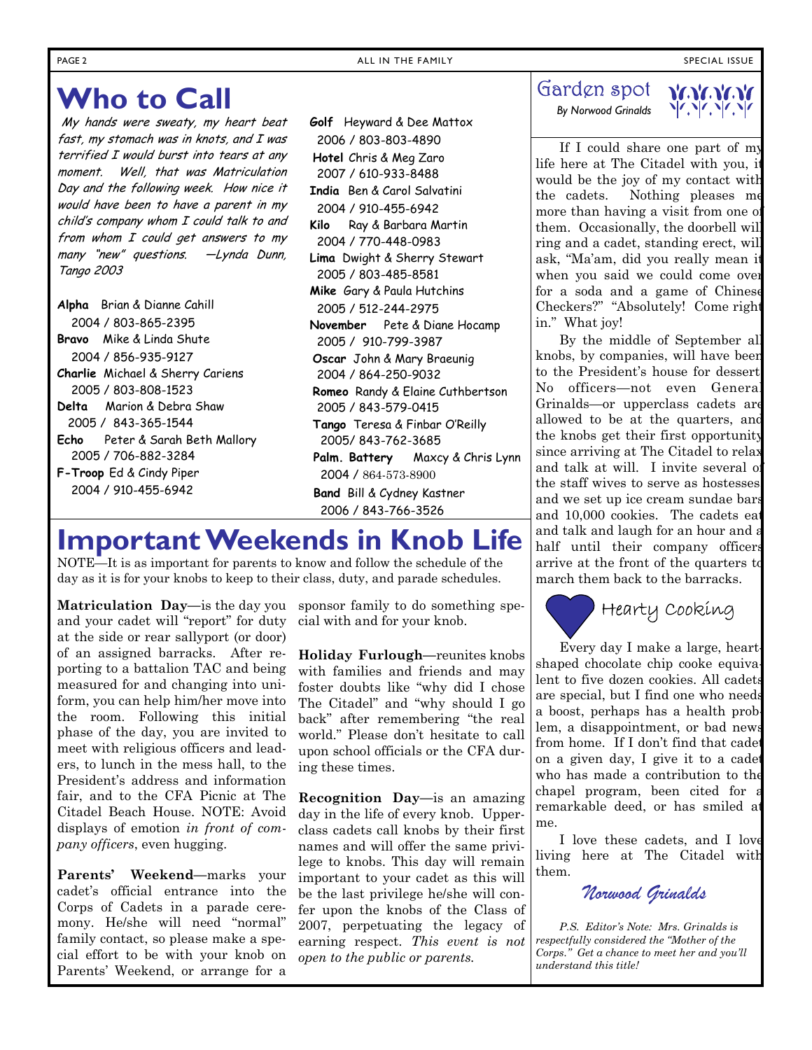# Who to Call

*My hands were sweaty, my heart beat fast, my stomach was in knots, and I was terrified I would burst into tears at any moment. Well, that was Matriculation Day and the following week. How nice it would have been to have a parent in my child's company whom I could talk to and from whom I could get answers to my many "new" questions. —Lynda Dunn, Tango 2003*

**Alpha** Brian & Dianne Cahill
2004 / 803-865-2395

**Bravo** Mike & Linda Shute
2004 / 856-935-9127

**Charlie** Michael & Sherry Cariens
2005 / 803-808-1523

**Delta** Marion & Debra Shaw
2005 / 843-365-1544

**Echo** Peter & Sarah Beth Mallory
2005 / 706-882-3284

**F-Troop** Ed & Cindy Piper
2004 / 910-455-6942

**Golf** Heyward & Dee Mattox
2006 / 803-803-4890

**Hotel** Chris & Meg Zaro
2007 / 610-933-8488

**India** Ben & Carol Salvatini
2004 / 910-455-6942

**Kilo** Ray & Barbara Martin
2004 / 770-448-0983

**Lima** Dwight & Sherry Stewart
2005 / 803-485-8581

**Mike** Gary & Paula Hutchins
2005 / 512-244-2975

**November** Pete & Diane Hocamp
2005 / 910-799-3987

**Oscar** John & Mary Braeunig
2004 / 864-250-9032

**Romeo** Randy & Elaine Cuthbertson
2005 / 843-579-0415

**Tango** Teresa & Finbar O'Reilly
2005/ 843-762-3685

**Palm. Battery** Maxcy & Chris Lynn
2004 / 864-573-8900

**Band** Bill & Cydney Kastner
2006 / 843-766-3526

# Important Weekends in Knob Life

NOTE—It is as important for parents to know and follow the schedule of the day as it is for your knobs to keep to their class, duty, and parade schedules.

**Matriculation Day**—is the day you and your cadet will "report" for duty at the side or rear sallyport (or door) of an assigned barracks. After reporting to a battalion TAC and being measured for and changing into uniform, you can help him/her move into the room. Following this initial phase of the day, you are invited to meet with religious officers and leaders, to lunch in the mess hall, to the President's address and information fair, and to the CFA Picnic at The Citadel Beach House. NOTE: Avoid displays of emotion *in front of company officers*, even hugging.

**Parents' Weekend**—marks your cadet's official entrance into the Corps of Cadets in a parade ceremony. He/she will need "normal" family contact, so please make a special effort to be with your knob on Parents' Weekend, or arrange for a sponsor family to do something special with and for your knob.

**Holiday Furlough**—reunites knobs with families and friends and may foster doubts like "why did I chose The Citadel" and "why should I go back" after remembering "the real world." Please don't hesitate to call upon school officials or the CFA during these times.

**Recognition Day**—is an amazing day in the life of every knob. Upperclass cadets call knobs by their first names and will offer the same privilege to knobs. This day will remain important to your cadet as this will be the last privilege he/she will confer upon the knobs of the Class of 2007, perpetuating the legacy of earning respect. *This event is not open to the public or parents.*

## Garden spot

*By Norwood Grinalds*

If I could share one part of my life here at The Citadel with you, it would be the joy of my contact with the cadets. Nothing pleases me more than having a visit from one of them. Occasionally, the doorbell will ring and a cadet, standing erect, will ask, "Ma'am, did you really mean it when you said we could come over for a soda and a game of Chinese Checkers?" "Absolutely! Come right in." What joy!

By the middle of September all knobs, by companies, will have been to the President's house for dessert. No officers—not even General Grinalds—or upperclass cadets are allowed to be at the quarters, and the knobs get their first opportunity since arriving at The Citadel to relax and talk at will. I invite several of the staff wives to serve as hostesses and we set up ice cream sundae bars and 10,000 cookies. The cadets eat and talk and laugh for an hour and a half until their company officers arrive at the front of the quarters to march them back to the barracks.

## Hearty Cooking

Every day I make a large, heart-shaped chocolate chip cooke equivalent to five dozen cookies. All cadets are special, but I find one who needs a boost, perhaps has a health problem, a disappointment, or bad news from home. If I don't find that cadet on a given day, I give it to a cadet who has made a contribution to the chapel program, been cited for a remarkable deed, or has smiled at me.

I love these cadets, and I love living here at The Citadel with them.

*Norwood Grinalds*

*P.S. Editor's Note: Mrs. Grinalds is respectfully considered the "Mother of the Corps." Get a chance to meet her and you'll understand this title!*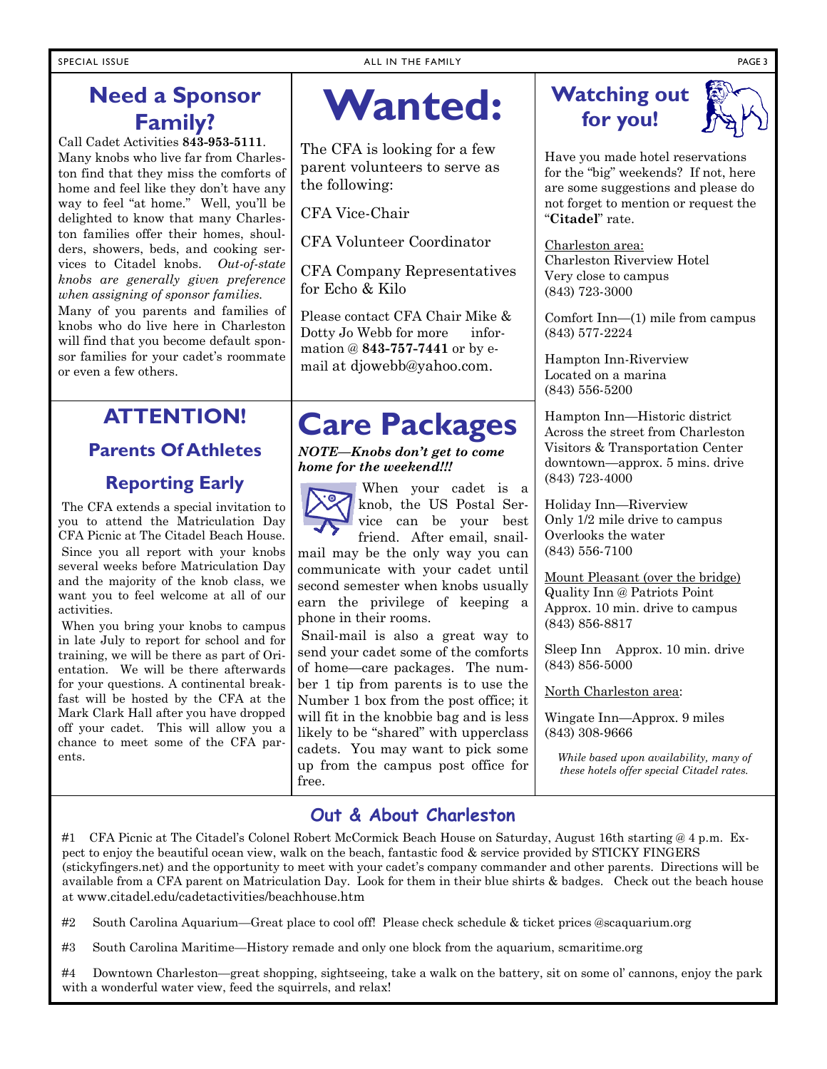## Need a Sponsor Family?

Call Cadet Activities **843-953-5111**. Many knobs who live far from Charleston find that they miss the comforts of home and feel like they don't have any way to feel "at home." Well, you'll be delighted to know that many Charleston families offer their homes, shoulders, showers, beds, and cooking services to Citadel knobs. *Out-of-state knobs are generally given preference when assigning of sponsor families.*

Many of you parents and families of knobs who do live here in Charleston will find that you become default sponsor families for your cadet's roommate or even a few others.

## ATTENTION!

### Parents Of Athletes

### Reporting Early

The CFA extends a special invitation to you to attend the Matriculation Day CFA Picnic at The Citadel Beach House. Since you all report with your knobs several weeks before Matriculation Day and the majority of the knob class, we want you to feel welcome at all of our activities.

When you bring your knobs to campus in late July to report for school and for training, we will be there as part of Orientation. We will be there afterwards for your questions. A continental breakfast will be hosted by the CFA at the Mark Clark Hall after you have dropped off your cadet. This will allow you a chance to meet some of the CFA parents.

# Wanted:

The CFA is looking for a few parent volunteers to serve as the following:

CFA Vice-Chair

CFA Volunteer Coordinator

CFA Company Representatives for Echo & Kilo

Please contact CFA Chair Mike & Dotty Jo Webb for more information @ **843-757-7441** or by e-mail at djowebb@yahoo.com.

# Care Packages

***NOTE—Knobs don't get to come home for the weekend!!!***

When your cadet is a knob, the US Postal Service can be your best friend. After email, snail-mail may be the only way you can communicate with your cadet until second semester when knobs usually earn the privilege of keeping a phone in their rooms.

Snail-mail is also a great way to send your cadet some of the comforts of home—care packages. The number 1 tip from parents is to use the Number 1 box from the post office; it will fit in the knobbie bag and is less likely to be "shared" with upperclass cadets. You may want to pick some up from the campus post office for free.

## Watching out for you!

Have you made hotel reservations for the "big" weekends? If not, here are some suggestions and please do not forget to mention or request the "**Citadel**" rate.

Charleston area:
Charleston Riverview Hotel
Very close to campus
(843) 723-3000

Comfort Inn—(1) mile from campus
(843) 577-2224

Hampton Inn-Riverview
Located on a marina
(843) 556-5200

Hampton Inn—Historic district
Across the street from Charleston Visitors & Transportation Center downtown—approx. 5 mins. drive
(843) 723-4000

Holiday Inn—Riverview
Only 1/2 mile drive to campus
Overlooks the water
(843) 556-7100

Mount Pleasant (over the bridge)
Quality Inn @ Patriots Point
Approx. 10 min. drive to campus
(843) 856-8817

Sleep Inn Approx. 10 min. drive
(843) 856-5000

North Charleston area:

Wingate Inn—Approx. 9 miles
(843) 308-9666

*While based upon availability, many of these hotels offer special Citadel rates.*

## Out & About Charleston

#1 CFA Picnic at The Citadel's Colonel Robert McCormick Beach House on Saturday, August 16th starting @ 4 p.m. Expect to enjoy the beautiful ocean view, walk on the beach, fantastic food & service provided by STICKY FINGERS (stickyfingers.net) and the opportunity to meet with your cadet's company commander and other parents. Directions will be available from a CFA parent on Matriculation Day. Look for them in their blue shirts & badges. Check out the beach house at www.citadel.edu/cadetactivities/beachhouse.htm

#2 South Carolina Aquarium—Great place to cool off! Please check schedule & ticket prices @scaquarium.org

#3 South Carolina Maritime—History remade and only one block from the aquarium, scmaritime.org

#4 Downtown Charleston—great shopping, sightseeing, take a walk on the battery, sit on some ol' cannons, enjoy the park with a wonderful water view, feed the squirrels, and relax!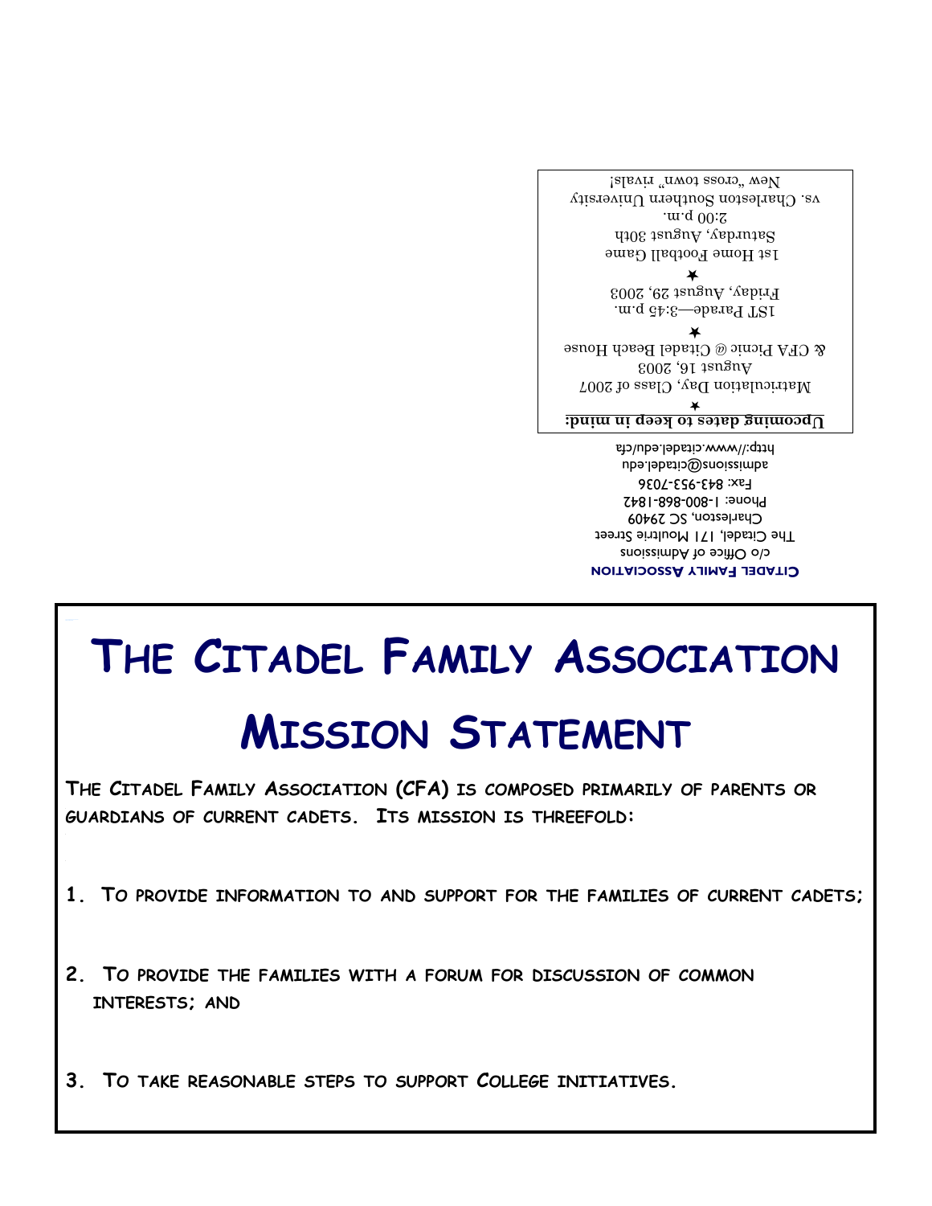**Citadel Family Association**

c/o Office of Admissions
The Citadel, 171 Moultrie Street
Charleston, SC 29409
Phone: 1-800-868-1842
Fax: 843-953-7036
admissions@citadel.edu
http://www.citadel.edu/cfa

**Upcoming dates to keep in mind:**

★

Matriculation Day, Class of 2007
August 16, 2003
& CFA Picnic @ Citadel Beach House

★

1ST Parade—3:45 p.m.
Friday, August 29, 2003

★

1st Home Football Game
Saturday, August 30th
2:00 p.m.
vs. Charleston Southern University
New "cross town" rivals!

# The Citadel Family Association Mission Statement

**The Citadel Family Association (CFA) is composed primarily of parents or guardians of current cadets. Its mission is threefold:**

1. **To provide information to and support for the families of current cadets;**
2. **To provide the families with a forum for discussion of common interests; and**
3. **To take reasonable steps to support College initiatives.**